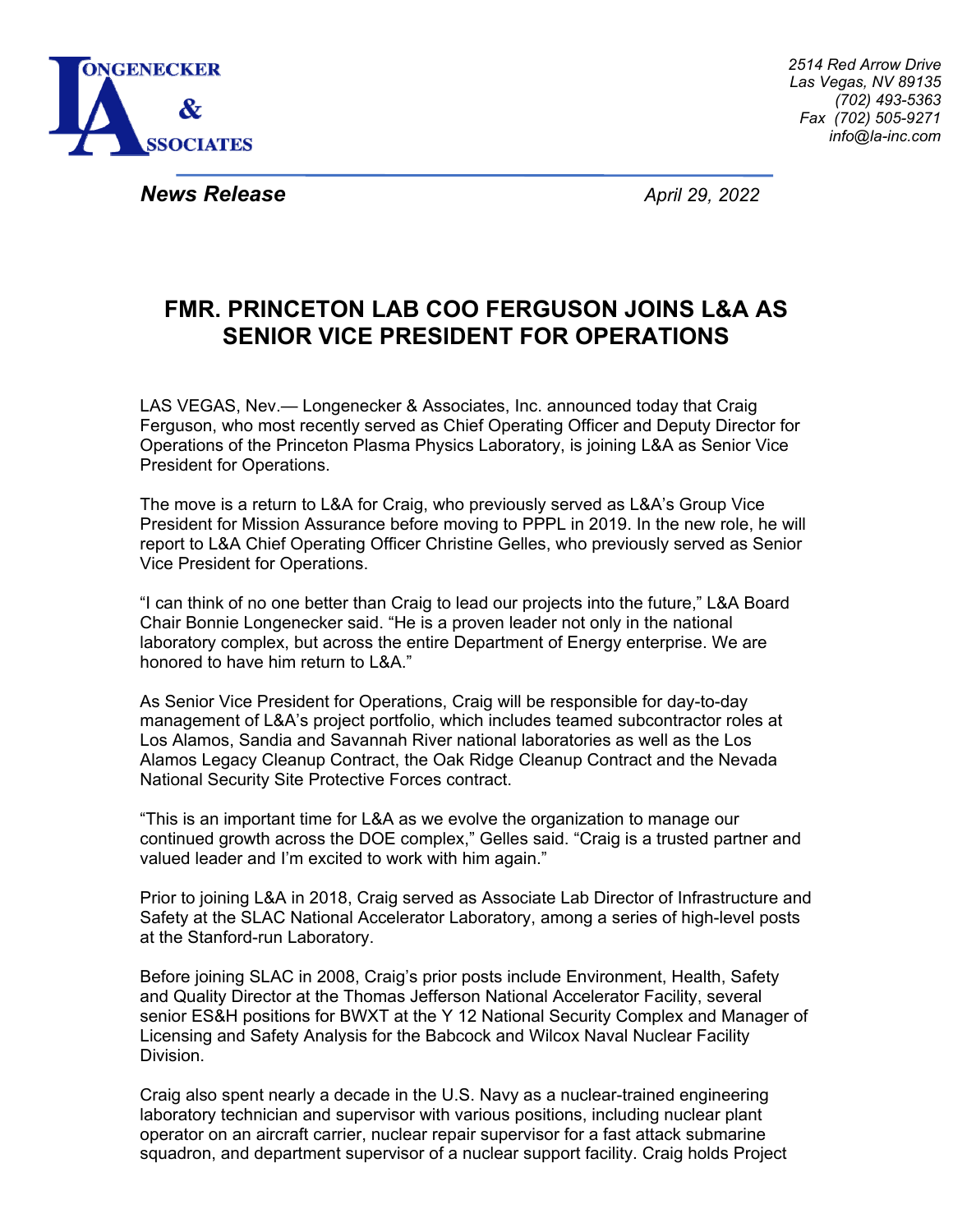**LONGENECKER & ASSOCIATES**

*2514 Red Arrow Drive*
*Las Vegas, NV 89135*
*(702) 493-5363*
*Fax (702) 505-9271*
*info@la-inc.com*

***News Release*** *April 29, 2022*

# FMR. PRINCETON LAB COO FERGUSON JOINS L&A AS SENIOR VICE PRESIDENT FOR OPERATIONS

LAS VEGAS, Nev.— Longenecker & Associates, Inc. announced today that Craig Ferguson, who most recently served as Chief Operating Officer and Deputy Director for Operations of the Princeton Plasma Physics Laboratory, is joining L&A as Senior Vice President for Operations.

The move is a return to L&A for Craig, who previously served as L&A's Group Vice President for Mission Assurance before moving to PPPL in 2019. In the new role, he will report to L&A Chief Operating Officer Christine Gelles, who previously served as Senior Vice President for Operations.

"I can think of no one better than Craig to lead our projects into the future," L&A Board Chair Bonnie Longenecker said. "He is a proven leader not only in the national laboratory complex, but across the entire Department of Energy enterprise. We are honored to have him return to L&A."

As Senior Vice President for Operations, Craig will be responsible for day-to-day management of L&A's project portfolio, which includes teamed subcontractor roles at Los Alamos, Sandia and Savannah River national laboratories as well as the Los Alamos Legacy Cleanup Contract, the Oak Ridge Cleanup Contract and the Nevada National Security Site Protective Forces contract.

"This is an important time for L&A as we evolve the organization to manage our continued growth across the DOE complex," Gelles said. "Craig is a trusted partner and valued leader and I'm excited to work with him again."

Prior to joining L&A in 2018, Craig served as Associate Lab Director of Infrastructure and Safety at the SLAC National Accelerator Laboratory, among a series of high-level posts at the Stanford-run Laboratory.

Before joining SLAC in 2008, Craig's prior posts include Environment, Health, Safety and Quality Director at the Thomas Jefferson National Accelerator Facility, several senior ES&H positions for BWXT at the Y 12 National Security Complex and Manager of Licensing and Safety Analysis for the Babcock and Wilcox Naval Nuclear Facility Division.

Craig also spent nearly a decade in the U.S. Navy as a nuclear-trained engineering laboratory technician and supervisor with various positions, including nuclear plant operator on an aircraft carrier, nuclear repair supervisor for a fast attack submarine squadron, and department supervisor of a nuclear support facility. Craig holds Project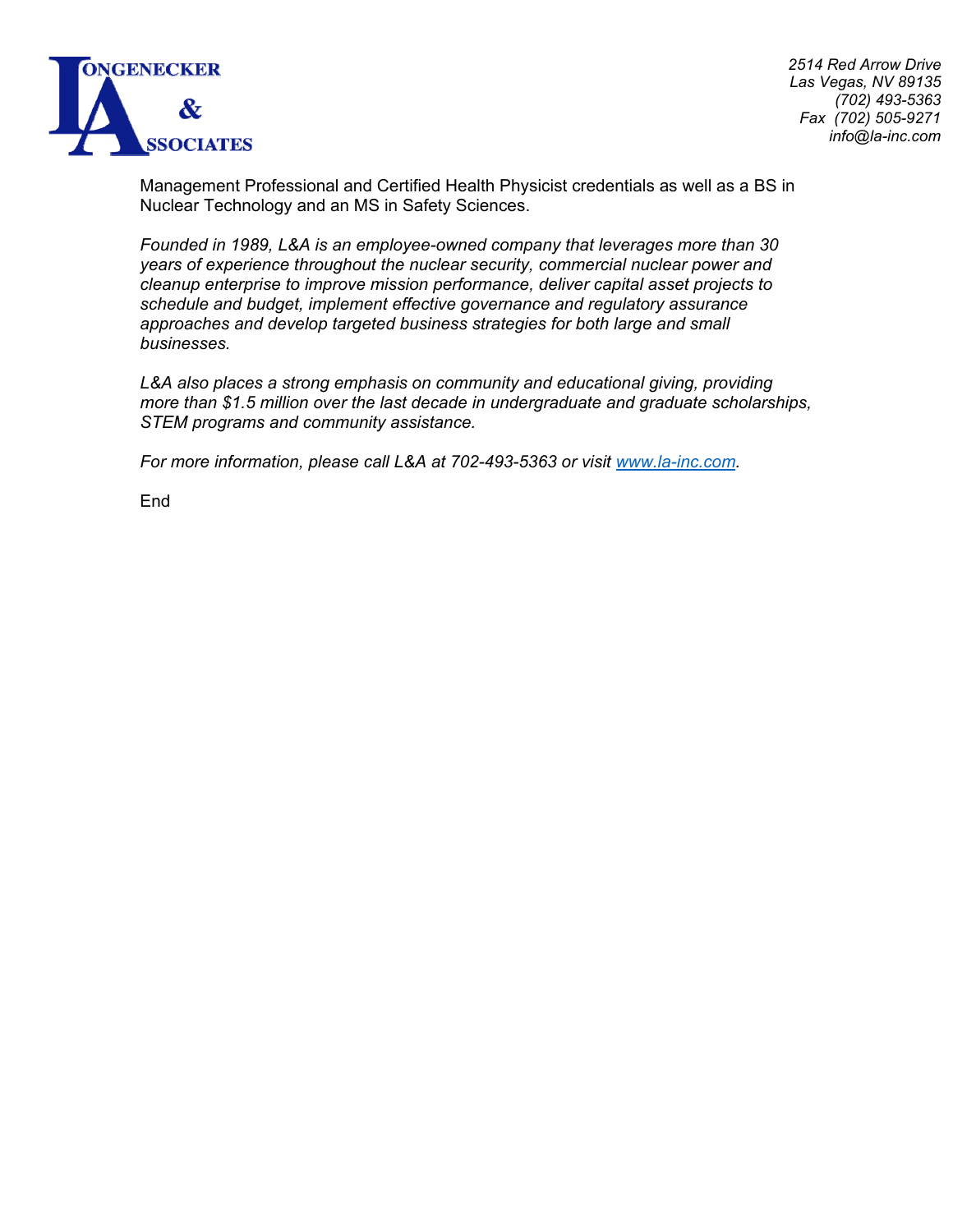Management Professional and Certified Health Physicist credentials as well as a BS in Nuclear Technology and an MS in Safety Sciences.

*Founded in 1989, L&A is an employee-owned company that leverages more than 30 years of experience throughout the nuclear security, commercial nuclear power and cleanup enterprise to improve mission performance, deliver capital asset projects to schedule and budget, implement effective governance and regulatory assurance approaches and develop targeted business strategies for both large and small businesses.*

*L&A also places a strong emphasis on community and educational giving, providing more than $1.5 million over the last decade in undergraduate and graduate scholarships, STEM programs and community assistance.*

*For more information, please call L&A at 702-493-5363 or visit [www.la-inc.com](http://www.la-inc.com).*

End